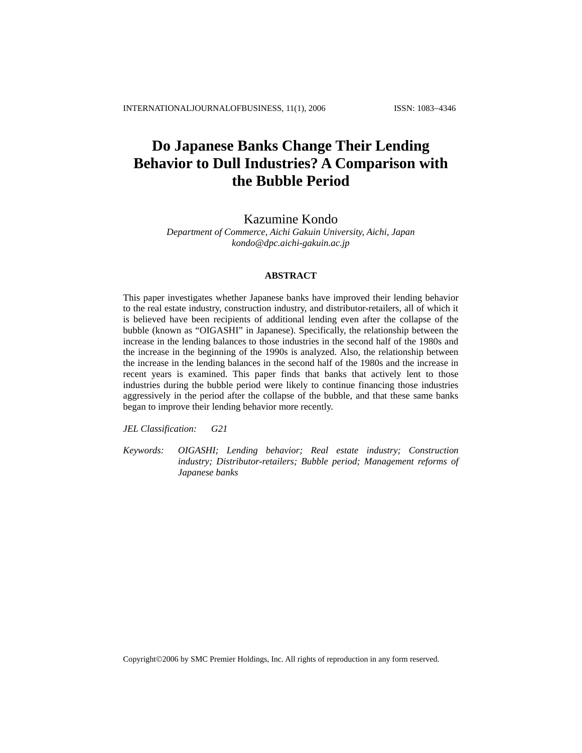# Do Japanese Banks Change Their Lending Behavior to Dull Industries? A Comparison with the Bubble Period

Kazumine Kondo

*Department of Commerce, Aichi Gakuin University, Aichi, Japan*
*kondo@dpc.aichi-gakuin.ac.jp*

## ABSTRACT

This paper investigates whether Japanese banks have improved their lending behavior to the real estate industry, construction industry, and distributor-retailers, all of which it is believed have been recipients of additional lending even after the collapse of the bubble (known as "OIGASHI" in Japanese). Specifically, the relationship between the increase in the lending balances to those industries in the second half of the 1980s and the increase in the beginning of the 1990s is analyzed. Also, the relationship between the increase in the lending balances in the second half of the 1980s and the increase in recent years is examined. This paper finds that banks that actively lent to those industries during the bubble period were likely to continue financing those industries aggressively in the period after the collapse of the bubble, and that these same banks began to improve their lending behavior more recently.

*JEL Classification:* *G21*

*Keywords:* *OIGASHI; Lending behavior; Real estate industry; Construction industry; Distributor-retailers; Bubble period; Management reforms of Japanese banks*

Copyright©2006 by SMC Premier Holdings, Inc. All rights of reproduction in any form reserved.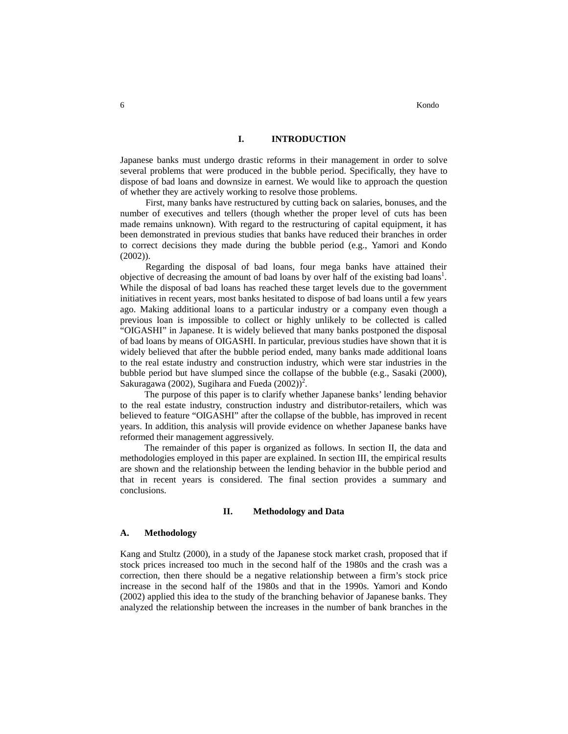# I. INTRODUCTION

Japanese banks must undergo drastic reforms in their management in order to solve several problems that were produced in the bubble period. Specifically, they have to dispose of bad loans and downsize in earnest. We would like to approach the question of whether they are actively working to resolve those problems.

First, many banks have restructured by cutting back on salaries, bonuses, and the number of executives and tellers (though whether the proper level of cuts has been made remains unknown). With regard to the restructuring of capital equipment, it has been demonstrated in previous studies that banks have reduced their branches in order to correct decisions they made during the bubble period (e.g., Yamori and Kondo (2002)).

Regarding the disposal of bad loans, four mega banks have attained their objective of decreasing the amount of bad loans by over half of the existing bad loans[1]. While the disposal of bad loans has reached these target levels due to the government initiatives in recent years, most banks hesitated to dispose of bad loans until a few years ago. Making additional loans to a particular industry or a company even though a previous loan is impossible to collect or highly unlikely to be collected is called "OIGASHI" in Japanese. It is widely believed that many banks postponed the disposal of bad loans by means of OIGASHI. In particular, previous studies have shown that it is widely believed that after the bubble period ended, many banks made additional loans to the real estate industry and construction industry, which were star industries in the bubble period but have slumped since the collapse of the bubble (e.g., Sasaki (2000), Sakuragawa (2002), Sugihara and Fueda (2002))[2].

The purpose of this paper is to clarify whether Japanese banks' lending behavior to the real estate industry, construction industry and distributor-retailers, which was believed to feature "OIGASHI" after the collapse of the bubble, has improved in recent years. In addition, this analysis will provide evidence on whether Japanese banks have reformed their management aggressively.

The remainder of this paper is organized as follows. In section II, the data and methodologies employed in this paper are explained. In section III, the empirical results are shown and the relationship between the lending behavior in the bubble period and that in recent years is considered. The final section provides a summary and conclusions.

# II. Methodology and Data

## A. Methodology

Kang and Stultz (2000), in a study of the Japanese stock market crash, proposed that if stock prices increased too much in the second half of the 1980s and the crash was a correction, then there should be a negative relationship between a firm's stock price increase in the second half of the 1980s and that in the 1990s. Yamori and Kondo (2002) applied this idea to the study of the branching behavior of Japanese banks. They analyzed the relationship between the increases in the number of bank branches in the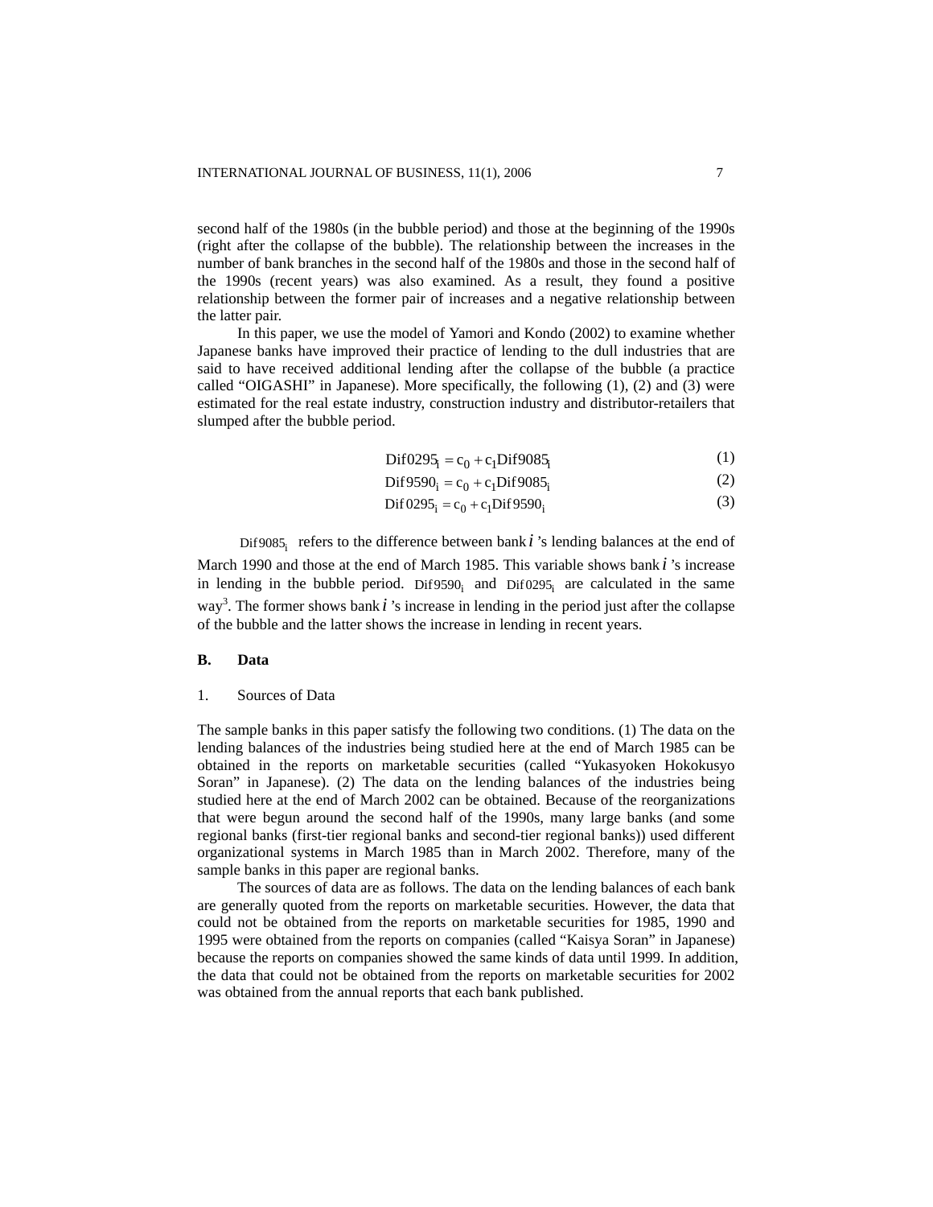second half of the 1980s (in the bubble period) and those at the beginning of the 1990s (right after the collapse of the bubble). The relationship between the increases in the number of bank branches in the second half of the 1980s and those in the second half of the 1990s (recent years) was also examined. As a result, they found a positive relationship between the former pair of increases and a negative relationship between the latter pair.

In this paper, we use the model of Yamori and Kondo (2002) to examine whether Japanese banks have improved their practice of lending to the dull industries that are said to have received additional lending after the collapse of the bubble (a practice called "OIGASHI" in Japanese). More specifically, the following (1), (2) and (3) were estimated for the real estate industry, construction industry and distributor-retailers that slumped after the bubble period.

$$\mathrm{Dif0295}_i = c_0 + c_1\mathrm{Dif9085}_i \tag{1}$$

$$\mathrm{Dif9590}_i = c_0 + c_1\mathrm{Dif9085}_i \tag{2}$$

$$\mathrm{Dif0295}_i = c_0 + c_1\mathrm{Dif9590}_i \tag{3}$$

$\mathrm{Dif9085}_i$ refers to the difference between bank $i$ 's lending balances at the end of March 1990 and those at the end of March 1985. This variable shows bank $i$ 's increase in lending in the bubble period. $\mathrm{Dif9590}_i$ and $\mathrm{Dif0295}_i$ are calculated in the same way[3]. The former shows bank $i$ 's increase in lending in the period just after the collapse of the bubble and the latter shows the increase in lending in recent years.

## B. Data

### 1. Sources of Data

The sample banks in this paper satisfy the following two conditions. (1) The data on the lending balances of the industries being studied here at the end of March 1985 can be obtained in the reports on marketable securities (called "Yukasyoken Hokokusyo Soran" in Japanese). (2) The data on the lending balances of the industries being studied here at the end of March 2002 can be obtained. Because of the reorganizations that were begun around the second half of the 1990s, many large banks (and some regional banks (first-tier regional banks and second-tier regional banks)) used different organizational systems in March 1985 than in March 2002. Therefore, many of the sample banks in this paper are regional banks.

The sources of data are as follows. The data on the lending balances of each bank are generally quoted from the reports on marketable securities. However, the data that could not be obtained from the reports on marketable securities for 1985, 1990 and 1995 were obtained from the reports on companies (called "Kaisya Soran" in Japanese) because the reports on companies showed the same kinds of data until 1999. In addition, the data that could not be obtained from the reports on marketable securities for 2002 was obtained from the annual reports that each bank published.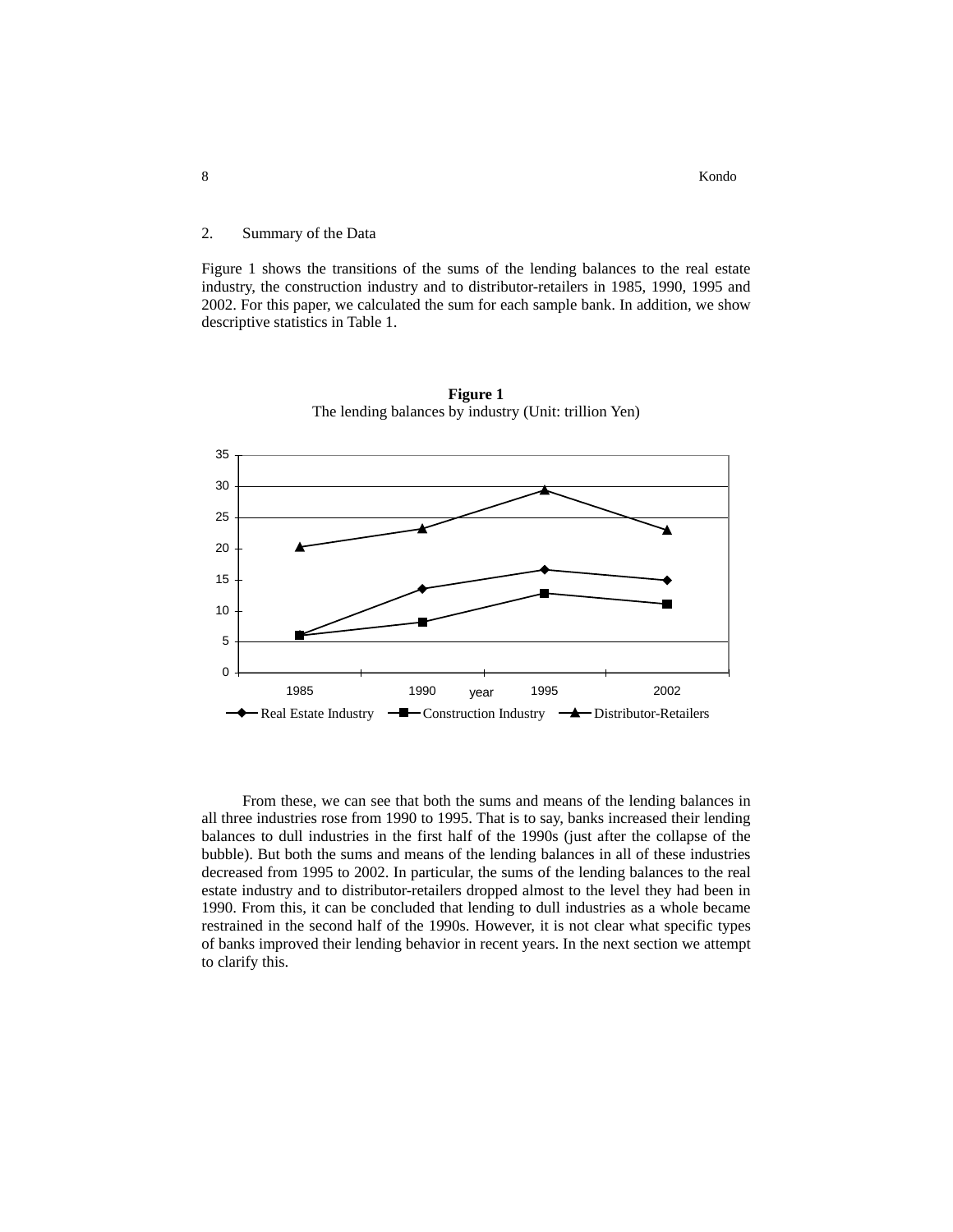## 2. Summary of the Data

Figure 1 shows the transitions of the sums of the lending balances to the real estate industry, the construction industry and to distributor-retailers in 1985, 1990, 1995 and 2002. For this paper, we calculated the sum for each sample bank. In addition, we show descriptive statistics in Table 1.

**Figure 1**
The lending balances by industry (Unit: trillion Yen)

From these, we can see that both the sums and means of the lending balances in all three industries rose from 1990 to 1995. That is to say, banks increased their lending balances to dull industries in the first half of the 1990s (just after the collapse of the bubble). But both the sums and means of the lending balances in all of these industries decreased from 1995 to 2002. In particular, the sums of the lending balances to the real estate industry and to distributor-retailers dropped almost to the level they had been in 1990. From this, it can be concluded that lending to dull industries as a whole became restrained in the second half of the 1990s. However, it is not clear what specific types of banks improved their lending behavior in recent years. In the next section we attempt to clarify this.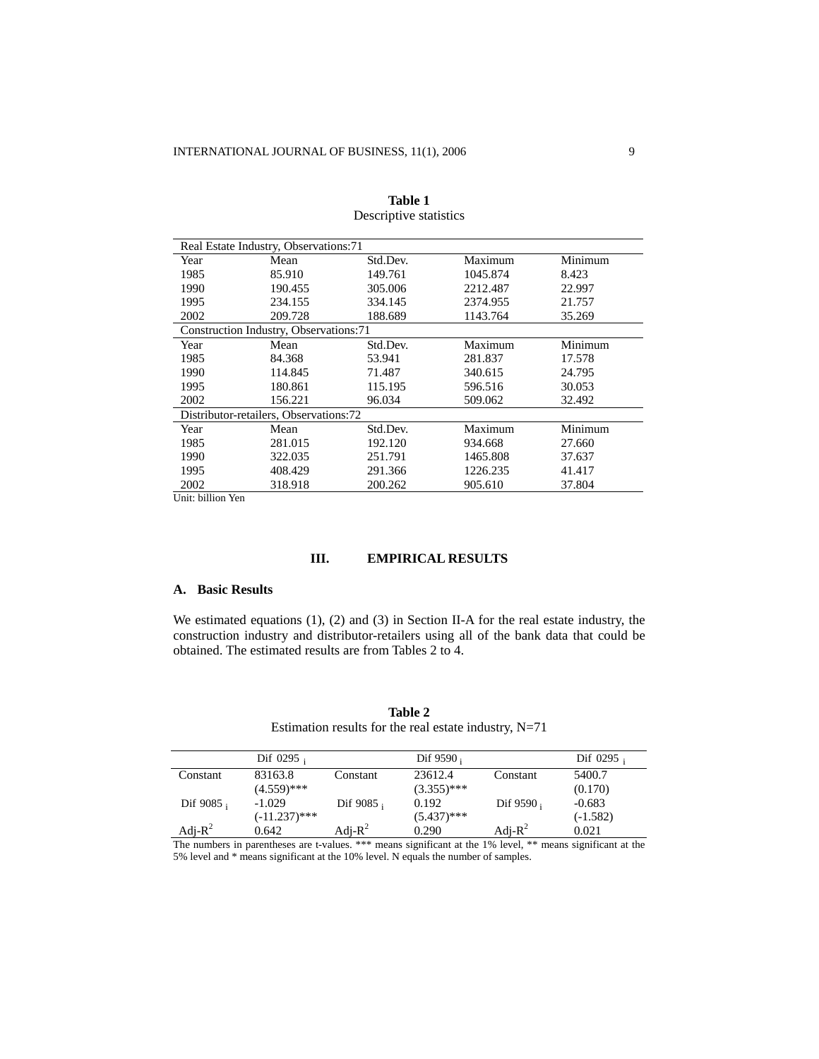**Table 1**
Descriptive statistics

| Real Estate Industry, Observations:71 | | | | |
|---|---|---|---|---|
| Year | Mean | Std.Dev. | Maximum | Minimum |
| 1985 | 85.910 | 149.761 | 1045.874 | 8.423 |
| 1990 | 190.455 | 305.006 | 2212.487 | 22.997 |
| 1995 | 234.155 | 334.145 | 2374.955 | 21.757 |
| 2002 | 209.728 | 188.689 | 1143.764 | 35.269 |
| **Construction Industry, Observations:71** | | | | |
| Year | Mean | Std.Dev. | Maximum | Minimum |
| 1985 | 84.368 | 53.941 | 281.837 | 17.578 |
| 1990 | 114.845 | 71.487 | 340.615 | 24.795 |
| 1995 | 180.861 | 115.195 | 596.516 | 30.053 |
| 2002 | 156.221 | 96.034 | 509.062 | 32.492 |
| **Distributor-retailers, Observations:72** | | | | |
| Year | Mean | Std.Dev. | Maximum | Minimum |
| 1985 | 281.015 | 192.120 | 934.668 | 27.660 |
| 1990 | 322.035 | 251.791 | 1465.808 | 37.637 |
| 1995 | 408.429 | 291.366 | 1226.235 | 41.417 |
| 2002 | 318.918 | 200.262 | 905.610 | 37.804 |

Unit: billion Yen

## III. EMPIRICAL RESULTS

### A. Basic Results

We estimated equations (1), (2) and (3) in Section II-A for the real estate industry, the construction industry and distributor-retailers using all of the bank data that could be obtained. The estimated results are from Tables 2 to 4.

**Table 2**
Estimation results for the real estate industry, N=71

| | Dif 0295 $_i$ | | Dif 9590 $_i$ | | Dif 0295 $_i$ |
|---|---|---|---|---|---|
| Constant | 83163.8<br>(4.559)*** | Constant | 23612.4<br>(3.355)*** | Constant | 5400.7<br>(0.170) |
| Dif 9085 $_i$ | -1.029<br>(-11.237)*** | Dif 9085 $_i$ | 0.192<br>(5.437)*** | Dif 9590 $_i$ | -0.683<br>(-1.582) |
| Adj-$R^2$ | 0.642 | Adj-$R^2$ | 0.290 | Adj-$R^2$ | 0.021 |

The numbers in parentheses are t-values. *** means significant at the 1% level, ** means significant at the 5% level and * means significant at the 10% level. N equals the number of samples.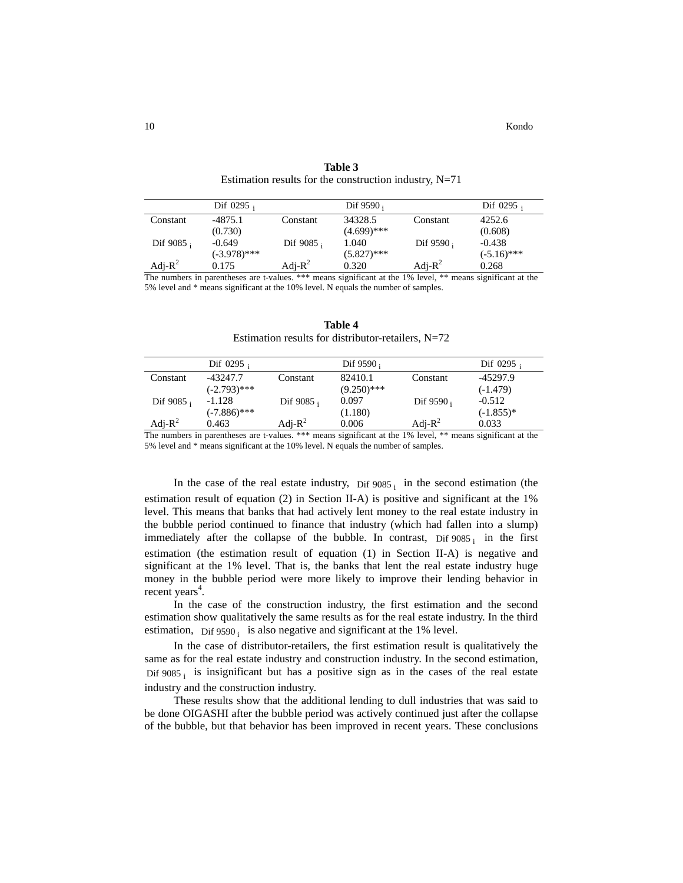**Table 3**
Estimation results for the construction industry, N=71

| | $Dif\ 0295_i$ | | $Dif\ 9590_i$ | | $Dif\ 0295_i$ |
|---|---|---|---|---|---|
| Constant | -4875.1 | Constant | 34328.5 | Constant | 4252.6 |
| | (0.730) | | (4.699)*** | | (0.608) |
| $Dif\ 9085_i$ | -0.649 | $Dif\ 9085_i$ | 1.040 | $Dif\ 9590_i$ | -0.438 |
| | (-3.978)*** | | (5.827)*** | | (-5.16)*** |
| Adj-$R^2$ | 0.175 | Adj-$R^2$ | 0.320 | Adj-$R^2$ | 0.268 |

The numbers in parentheses are t-values. *** means significant at the 1% level, ** means significant at the 5% level and * means significant at the 10% level. N equals the number of samples.

**Table 4**
Estimation results for distributor-retailers, N=72

| | $Dif\ 0295_i$ | | $Dif\ 9590_i$ | | $Dif\ 0295_i$ |
|---|---|---|---|---|---|
| Constant | -43247.7 | Constant | 82410.1 | Constant | -45297.9 |
| | (-2.793)*** | | (9.250)*** | | (-1.479) |
| $Dif\ 9085_i$ | -1.128 | $Dif\ 9085_i$ | 0.097 | $Dif\ 9590_i$ | -0.512 |
| | (-7.886)*** | | (1.180) | | (-1.855)* |
| Adj-$R^2$ | 0.463 | Adj-$R^2$ | 0.006 | Adj-$R^2$ | 0.033 |

The numbers in parentheses are t-values. *** means significant at the 1% level, ** means significant at the 5% level and * means significant at the 10% level. N equals the number of samples.

In the case of the real estate industry, $Dif\ 9085_i$ in the second estimation (the estimation result of equation (2) in Section II-A) is positive and significant at the 1% level. This means that banks that had actively lent money to the real estate industry in the bubble period continued to finance that industry (which had fallen into a slump) immediately after the collapse of the bubble. In contrast, $Dif\ 9085_i$ in the first estimation (the estimation result of equation (1) in Section II-A) is negative and significant at the 1% level. That is, the banks that lent the real estate industry huge money in the bubble period were more likely to improve their lending behavior in recent years[4].

In the case of the construction industry, the first estimation and the second estimation show qualitatively the same results as for the real estate industry. In the third estimation, $Dif\ 9590_i$ is also negative and significant at the 1% level.

In the case of distributor-retailers, the first estimation result is qualitatively the same as for the real estate industry and construction industry. In the second estimation, $Dif\ 9085_i$ is insignificant but has a positive sign as in the cases of the real estate industry and the construction industry.

These results show that the additional lending to dull industries that was said to be done OIGASHI after the bubble period was actively continued just after the collapse of the bubble, but that behavior has been improved in recent years. These conclusions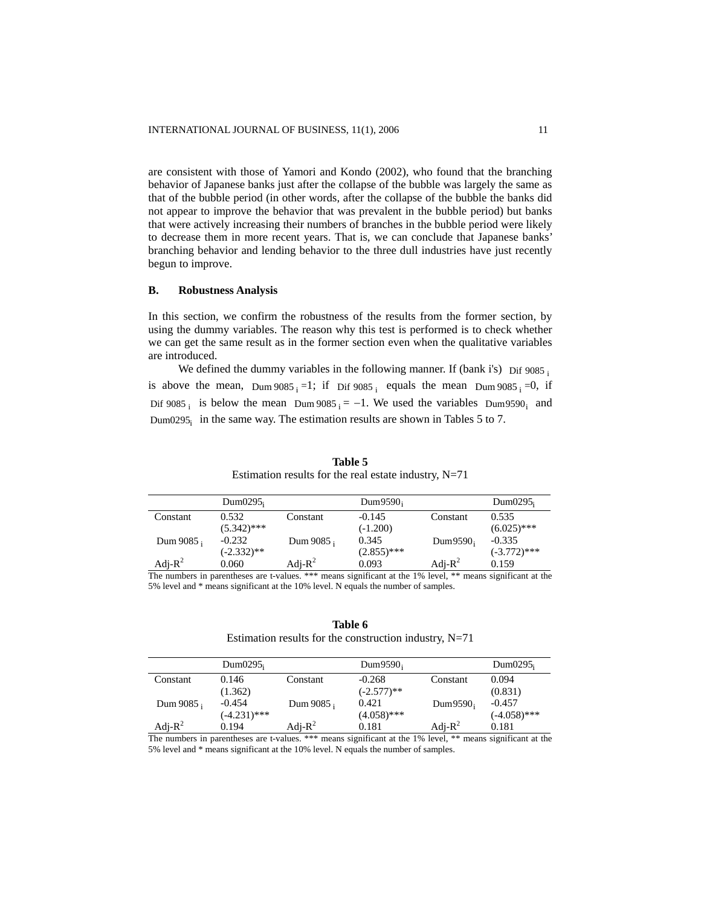are consistent with those of Yamori and Kondo (2002), who found that the branching behavior of Japanese banks just after the collapse of the bubble was largely the same as that of the bubble period (in other words, after the collapse of the bubble the banks did not appear to improve the behavior that was prevalent in the bubble period) but banks that were actively increasing their numbers of branches in the bubble period were likely to decrease them in more recent years. That is, we can conclude that Japanese banks' branching behavior and lending behavior to the three dull industries have just recently begun to improve.

## B. Robustness Analysis

In this section, we confirm the robustness of the results from the former section, by using the dummy variables. The reason why this test is performed is to check whether we can get the same result as in the former section even when the qualitative variables are introduced.

We defined the dummy variables in the following manner. If (bank i's) $Dif\ 9085_i$ is above the mean, $Dum\ 9085_i = 1$; if $Dif\ 9085_i$ equals the mean $Dum\ 9085_i = 0$, if $Dif\ 9085_i$ is below the mean $Dum\ 9085_i = -1$. We used the variables $Dum9590_i$ and $Dum0295_i$ in the same way. The estimation results are shown in Tables 5 to 7.

**Table 5**
Estimation results for the real estate industry, N=71

| | $Dum0295_i$ | | $Dum9590_i$ | | $Dum0295_i$ |
|---|---|---|---|---|---|
| Constant | 0.532<br>(5.342)*** | Constant | -0.145<br>(-1.200) | Constant | 0.535<br>(6.025)*** |
| $Dum\ 9085_i$ | -0.232<br>(-2.332)** | $Dum\ 9085_i$ | 0.345<br>(2.855)*** | $Dum9590_i$ | -0.335<br>(-3.772)*** |
| Adj-$R^2$ | 0.060 | Adj-$R^2$ | 0.093 | Adj-$R^2$ | 0.159 |

The numbers in parentheses are t-values. *** means significant at the 1% level, ** means significant at the 5% level and * means significant at the 10% level. N equals the number of samples.

**Table 6**
Estimation results for the construction industry, N=71

| | $Dum0295_i$ | | $Dum9590_i$ | | $Dum0295_i$ |
|---|---|---|---|---|---|
| Constant | 0.146<br>(1.362) | Constant | -0.268<br>(-2.577)** | Constant | 0.094<br>(0.831) |
| $Dum\ 9085_i$ | -0.454<br>(-4.231)*** | $Dum\ 9085_i$ | 0.421<br>(4.058)*** | $Dum9590_i$ | -0.457<br>(-4.058)*** |
| Adj-$R^2$ | 0.194 | Adj-$R^2$ | 0.181 | Adj-$R^2$ | 0.181 |

The numbers in parentheses are t-values. *** means significant at the 1% level, ** means significant at the 5% level and * means significant at the 10% level. N equals the number of samples.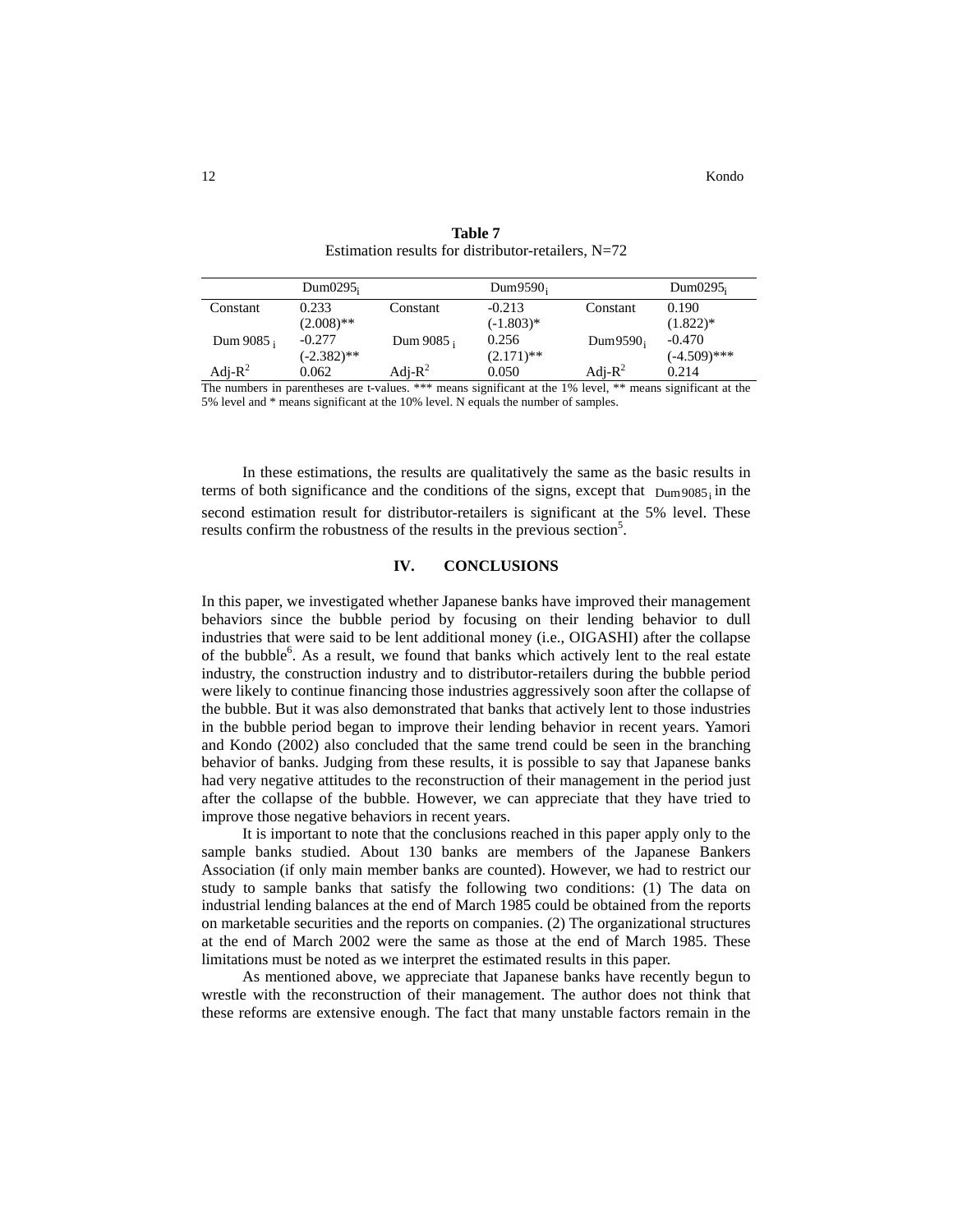**Table 7**
Estimation results for distributor-retailers, N=72

| | $Dum0295_i$ | | $Dum9590_i$ | | $Dum0295_i$ |
|---|---|---|---|---|---|
| Constant | 0.233<br>(2.008)** | Constant | -0.213<br>(-1.803)* | Constant | 0.190<br>(1.822)* |
| $Dum9085_i$ | -0.277<br>(-2.382)** | $Dum9085_i$ | 0.256<br>(2.171)** | $Dum9590_i$ | -0.470<br>(-4.509)*** |
| Adj-$R^2$ | 0.062 | Adj-$R^2$ | 0.050 | Adj-$R^2$ | 0.214 |

The numbers in parentheses are t-values. *** means significant at the 1% level, ** means significant at the 5% level and * means significant at the 10% level. N equals the number of samples.

In these estimations, the results are qualitatively the same as the basic results in terms of both significance and the conditions of the signs, except that $Dum9085_i$ in the second estimation result for distributor-retailers is significant at the 5% level. These results confirm the robustness of the results in the previous section[5].

## IV. CONCLUSIONS

In this paper, we investigated whether Japanese banks have improved their management behaviors since the bubble period by focusing on their lending behavior to dull industries that were said to be lent additional money (i.e., OIGASHI) after the collapse of the bubble[6]. As a result, we found that banks which actively lent to the real estate industry, the construction industry and to distributor-retailers during the bubble period were likely to continue financing those industries aggressively soon after the collapse of the bubble. But it was also demonstrated that banks that actively lent to those industries in the bubble period began to improve their lending behavior in recent years. Yamori and Kondo (2002) also concluded that the same trend could be seen in the branching behavior of banks. Judging from these results, it is possible to say that Japanese banks had very negative attitudes to the reconstruction of their management in the period just after the collapse of the bubble. However, we can appreciate that they have tried to improve those negative behaviors in recent years.

It is important to note that the conclusions reached in this paper apply only to the sample banks studied. About 130 banks are members of the Japanese Bankers Association (if only main member banks are counted). However, we had to restrict our study to sample banks that satisfy the following two conditions: (1) The data on industrial lending balances at the end of March 1985 could be obtained from the reports on marketable securities and the reports on companies. (2) The organizational structures at the end of March 2002 were the same as those at the end of March 1985. These limitations must be noted as we interpret the estimated results in this paper.

As mentioned above, we appreciate that Japanese banks have recently begun to wrestle with the reconstruction of their management. The author does not think that these reforms are extensive enough. The fact that many unstable factors remain in the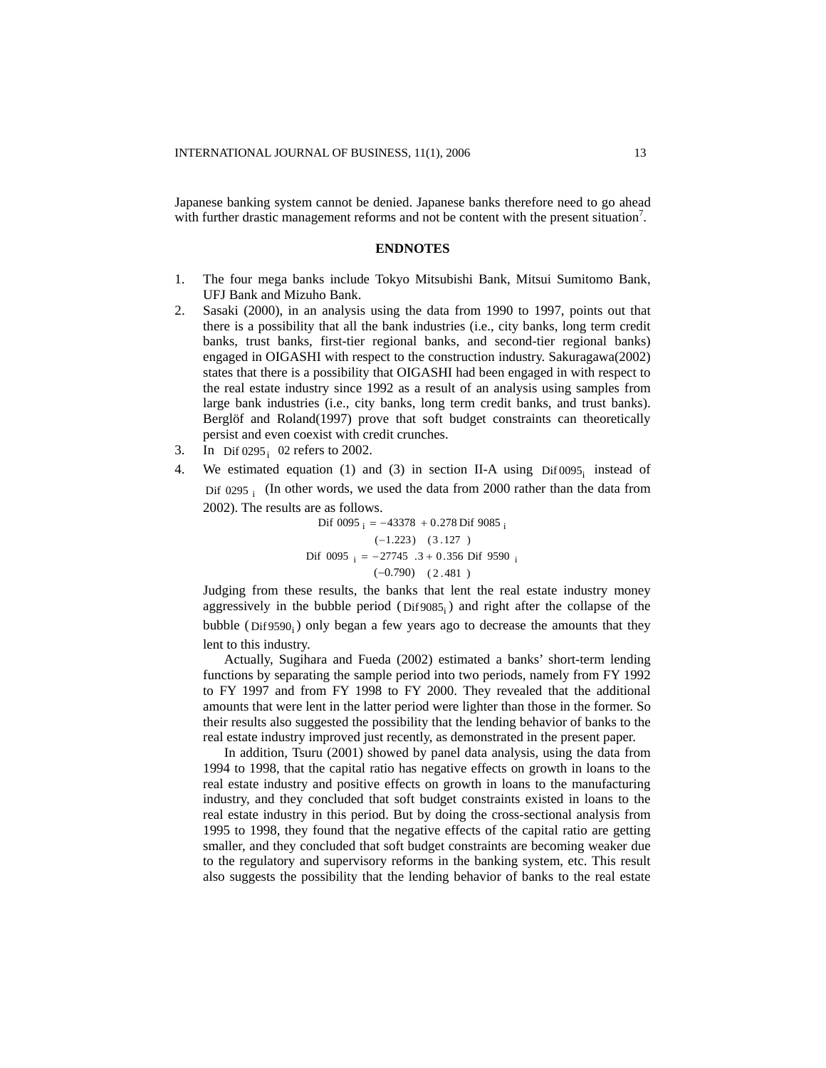Japanese banking system cannot be denied. Japanese banks therefore need to go ahead with further drastic management reforms and not be content with the present situation[7].

## ENDNOTES

1. The four mega banks include Tokyo Mitsubishi Bank, Mitsui Sumitomo Bank, UFJ Bank and Mizuho Bank.
2. Sasaki (2000), in an analysis using the data from 1990 to 1997, points out that there is a possibility that all the bank industries (i.e., city banks, long term credit banks, trust banks, first-tier regional banks, and second-tier regional banks) engaged in OIGASHI with respect to the construction industry. Sakuragawa(2002) states that there is a possibility that OIGASHI had been engaged in with respect to the real estate industry since 1992 as a result of an analysis using samples from large bank industries (i.e., city banks, long term credit banks, and trust banks). Berglöf and Roland(1997) prove that soft budget constraints can theoretically persist and even coexist with credit crunches.
3. In $\text{Dif}\,0295_i$ 02 refers to 2002.
4. We estimated equation (1) and (3) in section II-A using $\text{Dif}\,0095_i$ instead of $\text{Dif}\,0295_i$ (In other words, we used the data from 2000 rather than the data from 2002). The results are as follows.

$$\text{Dif}\,0095_i = -43378 + 0.278\,\text{Dif}\,9085_i$$
$$(-1.223) \quad (3.127)$$

$$\text{Dif}\,0095_i = -27745.3 + 0.356\,\text{Dif}\,9590_i$$
$$(-0.790) \quad (2.481)$$

   Judging from these results, the banks that lent the real estate industry money aggressively in the bubble period ($\text{Dif}\,9085_i$) and right after the collapse of the bubble ($\text{Dif}\,9590_i$) only began a few years ago to decrease the amounts that they lent to this industry.

   Actually, Sugihara and Fueda (2002) estimated a banks' short-term lending functions by separating the sample period into two periods, namely from FY 1992 to FY 1997 and from FY 1998 to FY 2000. They revealed that the additional amounts that were lent in the latter period were lighter than those in the former. So their results also suggested the possibility that the lending behavior of banks to the real estate industry improved just recently, as demonstrated in the present paper.

   In addition, Tsuru (2001) showed by panel data analysis, using the data from 1994 to 1998, that the capital ratio has negative effects on growth in loans to the real estate industry and positive effects on growth in loans to the manufacturing industry, and they concluded that soft budget constraints existed in loans to the real estate industry in this period. But by doing the cross-sectional analysis from 1995 to 1998, they found that the negative effects of the capital ratio are getting smaller, and they concluded that soft budget constraints are becoming weaker due to the regulatory and supervisory reforms in the banking system, etc. This result also suggests the possibility that the lending behavior of banks to the real estate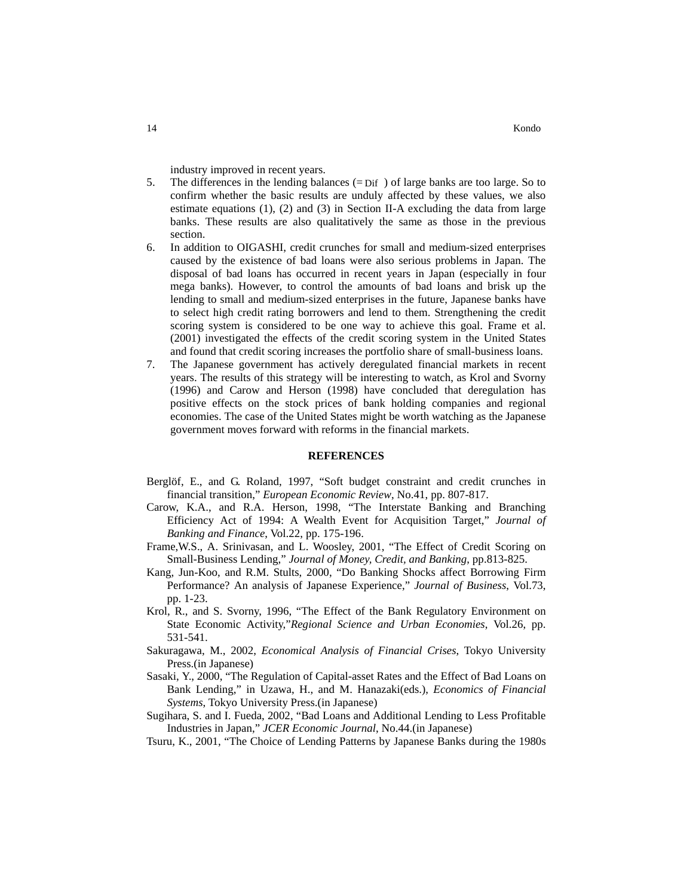industry improved in recent years.

5. The differences in the lending balances (= Dif ) of large banks are too large. So to confirm whether the basic results are unduly affected by these values, we also estimate equations (1), (2) and (3) in Section II-A excluding the data from large banks. These results are also qualitatively the same as those in the previous section.
6. In addition to OIGASHI, credit crunches for small and medium-sized enterprises caused by the existence of bad loans were also serious problems in Japan. The disposal of bad loans has occurred in recent years in Japan (especially in four mega banks). However, to control the amounts of bad loans and brisk up the lending to small and medium-sized enterprises in the future, Japanese banks have to select high credit rating borrowers and lend to them. Strengthening the credit scoring system is considered to be one way to achieve this goal. Frame et al. (2001) investigated the effects of the credit scoring system in the United States and found that credit scoring increases the portfolio share of small-business loans.
7. The Japanese government has actively deregulated financial markets in recent years. The results of this strategy will be interesting to watch, as Krol and Svorny (1996) and Carow and Herson (1998) have concluded that deregulation has positive effects on the stock prices of bank holding companies and regional economies. The case of the United States might be worth watching as the Japanese government moves forward with reforms in the financial markets.

## REFERENCES

Berglöf, E., and G. Roland, 1997, "Soft budget constraint and credit crunches in financial transition," *European Economic Review*, No.41, pp. 807-817.

Carow, K.A., and R.A. Herson, 1998, "The Interstate Banking and Branching Efficiency Act of 1994: A Wealth Event for Acquisition Target," *Journal of Banking and Finance*, Vol.22, pp. 175-196.

Frame,W.S., A. Srinivasan, and L. Woosley, 2001, "The Effect of Credit Scoring on Small-Business Lending," *Journal of Money, Credit, and Banking*, pp.813-825.

Kang, Jun-Koo, and R.M. Stults, 2000, "Do Banking Shocks affect Borrowing Firm Performance? An analysis of Japanese Experience," *Journal of Business*, Vol.73, pp. 1-23.

Krol, R., and S. Svorny, 1996, "The Effect of the Bank Regulatory Environment on State Economic Activity,"*Regional Science and Urban Economies*, Vol.26, pp. 531-541.

Sakuragawa, M., 2002, *Economical Analysis of Financial Crises*, Tokyo University Press.(in Japanese)

Sasaki, Y., 2000, "The Regulation of Capital-asset Rates and the Effect of Bad Loans on Bank Lending," in Uzawa, H., and M. Hanazaki(eds.), *Economics of Financial Systems*, Tokyo University Press.(in Japanese)

Sugihara, S. and I. Fueda, 2002, "Bad Loans and Additional Lending to Less Profitable Industries in Japan," *JCER Economic Journal*, No.44.(in Japanese)

Tsuru, K., 2001, "The Choice of Lending Patterns by Japanese Banks during the 1980s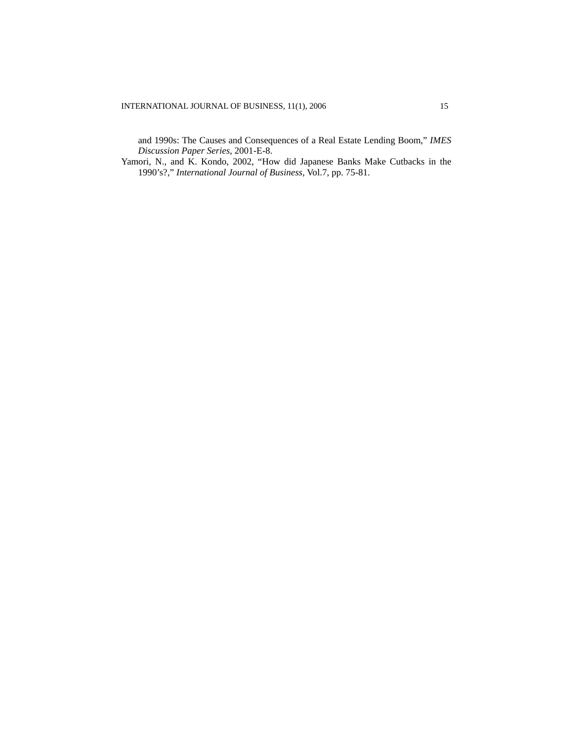and 1990s: The Causes and Consequences of a Real Estate Lending Boom," *IMES Discussion Paper Series*, 2001-E-8.

Yamori, N., and K. Kondo, 2002, "How did Japanese Banks Make Cutbacks in the 1990's?," *International Journal of Business*, Vol.7, pp. 75-81.